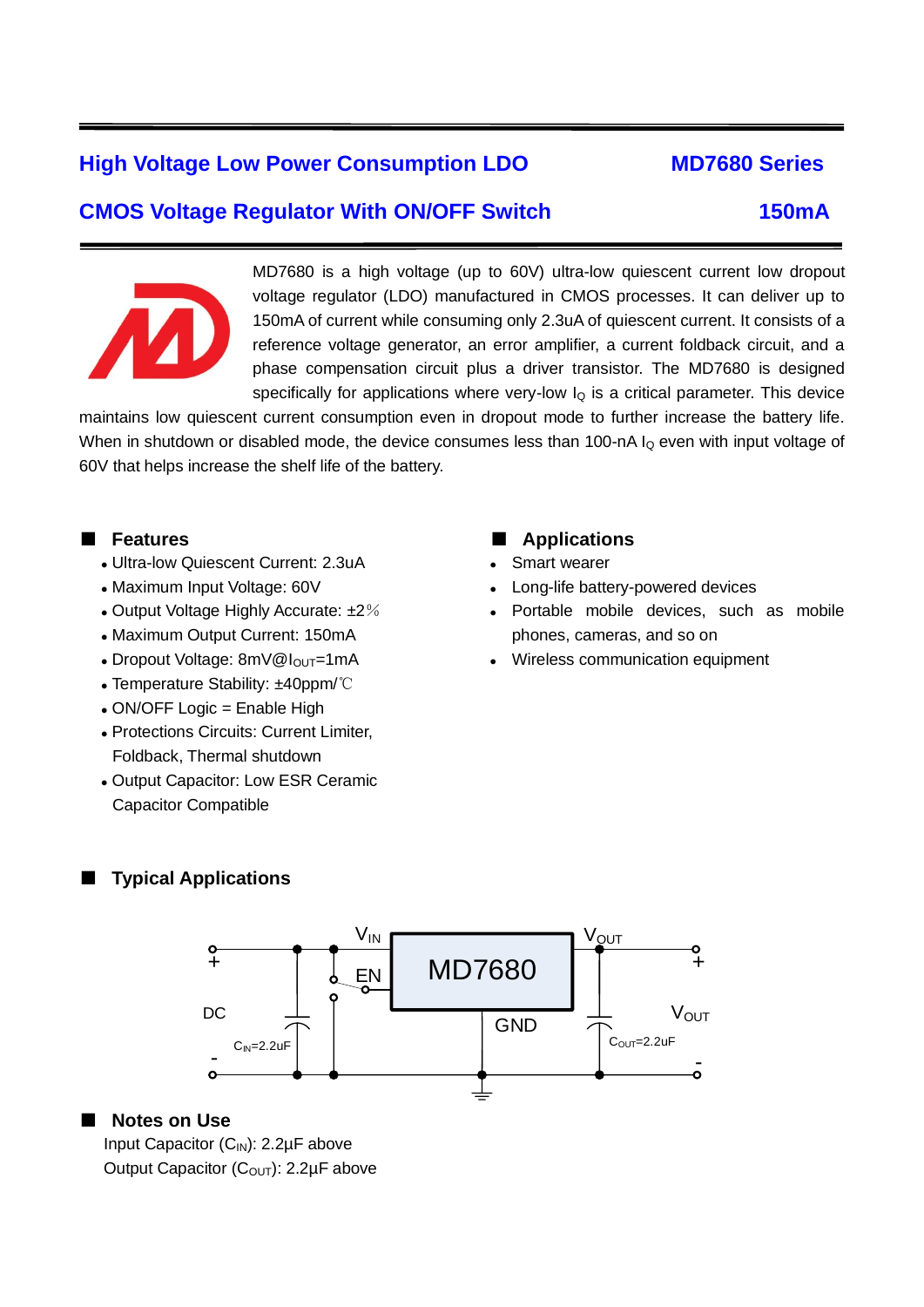# High Voltage Low Power Consumption LDO — MD7680 Series

## CMOS Voltage Regulator With ON/OFF Switch — 150mA

MD7680 is a high voltage (up to 60V) ultra-low quiescent current low dropout voltage regulator (LDO) manufactured in CMOS processes. It can deliver up to 150mA of current while consuming only 2.3uA of quiescent current. It consists of a reference voltage generator, an error amplifier, a current foldback circuit, and a phase compensation circuit plus a driver transistor. The MD7680 is designed specifically for applications where very-low $I_Q$ is a critical parameter. This device maintains low quiescent current consumption even in dropout mode to further increase the battery life. When in shutdown or disabled mode, the device consumes less than 100-nA $I_Q$ even with input voltage of 60V that helps increase the shelf life of the battery.

## Features

- Ultra-low Quiescent Current: 2.3uA
- Maximum Input Voltage: 60V
- Output Voltage Highly Accurate: ±2％
- Maximum Output Current: 150mA
- Dropout Voltage: 8mV@$I_{OUT}$=1mA
- Temperature Stability: ±40ppm/℃
- ON/OFF Logic = Enable High
- Protections Circuits: Current Limiter, Foldback, Thermal shutdown
- Output Capacitor: Low ESR Ceramic Capacitor Compatible

## Applications

- Smart wearer
- Long-life battery-powered devices
- Portable mobile devices, such as mobile phones, cameras, and so on
- Wireless communication equipment

## Typical Applications

DC, $C_{IN}$=2.2uF, $V_{IN}$, EN, MD7680, GND, $V_{OUT}$, $C_{OUT}$=2.2uF

## Notes on Use

Input Capacitor ($C_{IN}$): 2.2µF above

Output Capacitor ($C_{OUT}$): 2.2µF above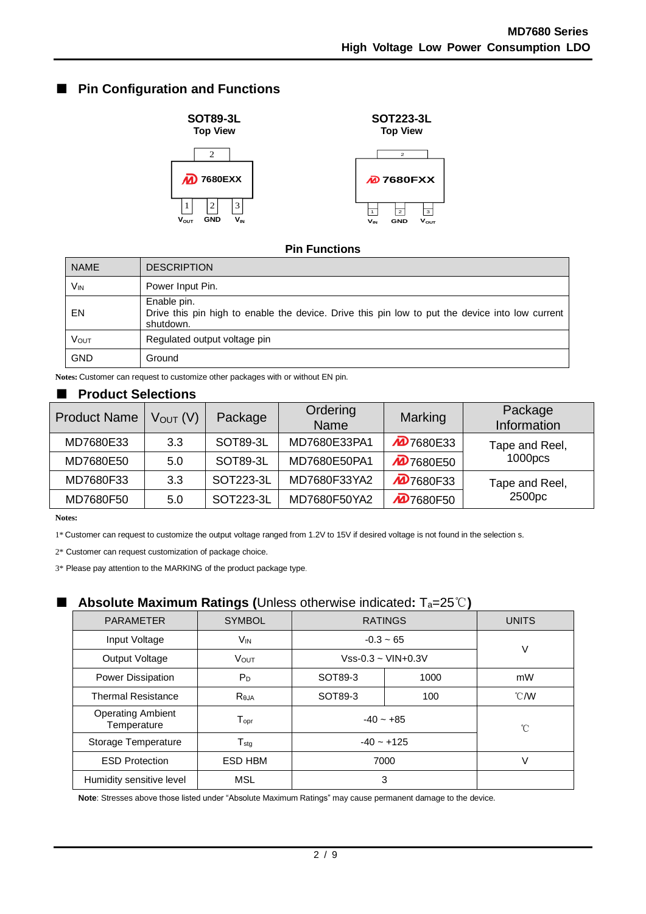## ■ Pin Configuration and Functions

**SOT89-3L**
**Top View**

Pin 2 (tab); 1: $V_{OUT}$, 2: GND, 3: $V_{IN}$ — Marking: 7680EXX

**SOT223-3L**
**Top View**

Pin 2 (tab); 1: $V_{IN}$, 2: GND, 3: $V_{OUT}$ — Marking: 7680FXX

**Pin Functions**

| NAME | DESCRIPTION |
|---|---|
| $V_{IN}$ | Power Input Pin. |
| EN | Enable pin.<br>Drive this pin high to enable the device. Drive this pin low to put the device into low current shutdown. |
| $V_{OUT}$ | Regulated output voltage pin |
| GND | Ground |

**Notes:** Customer can request to customize other packages with or without EN pin.

## ■ Product Selections

| Product Name | $V_{OUT}$ (V) | Package | Ordering Name | Marking | Package Information |
|---|---|---|---|---|---|
| MD7680E33 | 3.3 | SOT89-3L | MD7680E33PA1 | 7680E33 | Tape and Reel, 1000pcs |
| MD7680E50 | 5.0 | SOT89-3L | MD7680E50PA1 | 7680E50 | |
| MD7680F33 | 3.3 | SOT223-3L | MD7680F33YA2 | 7680F33 | Tape and Reel, 2500pc |
| MD7680F50 | 5.0 | SOT223-3L | MD7680F50YA2 | 7680F50 | |

**Notes:**

1* Customer can request to customize the output voltage ranged from 1.2V to 15V if desired voltage is not found in the selection s.

2* Customer can request customization of package choice.

3* Please pay attention to the MARKING of the product package type.

## ■ Absolute Maximum Ratings (Unless otherwise indicated: $T_a$=25℃)

| PARAMETER | SYMBOL | RATINGS | | UNITS |
|---|---|---|---|---|
| Input Voltage | $V_{IN}$ | -0.3 ~ 65 | | V |
| Output Voltage | $V_{OUT}$ | Vss-0.3 ~ VIN+0.3V | | |
| Power Dissipation | $P_D$ | SOT89-3 | 1000 | mW |
| Thermal Resistance | $R_{\theta JA}$ | SOT89-3 | 100 | ℃/W |
| Operating Ambient Temperature | $T_{opr}$ | -40 ~ +85 | | ℃ |
| Storage Temperature | $T_{stg}$ | -40 ~ +125 | | |
| ESD Protection | ESD HBM | 7000 | | V |
| Humidity sensitive level | MSL | 3 | | |

**Note**: Stresses above those listed under "Absolute Maximum Ratings" may cause permanent damage to the device.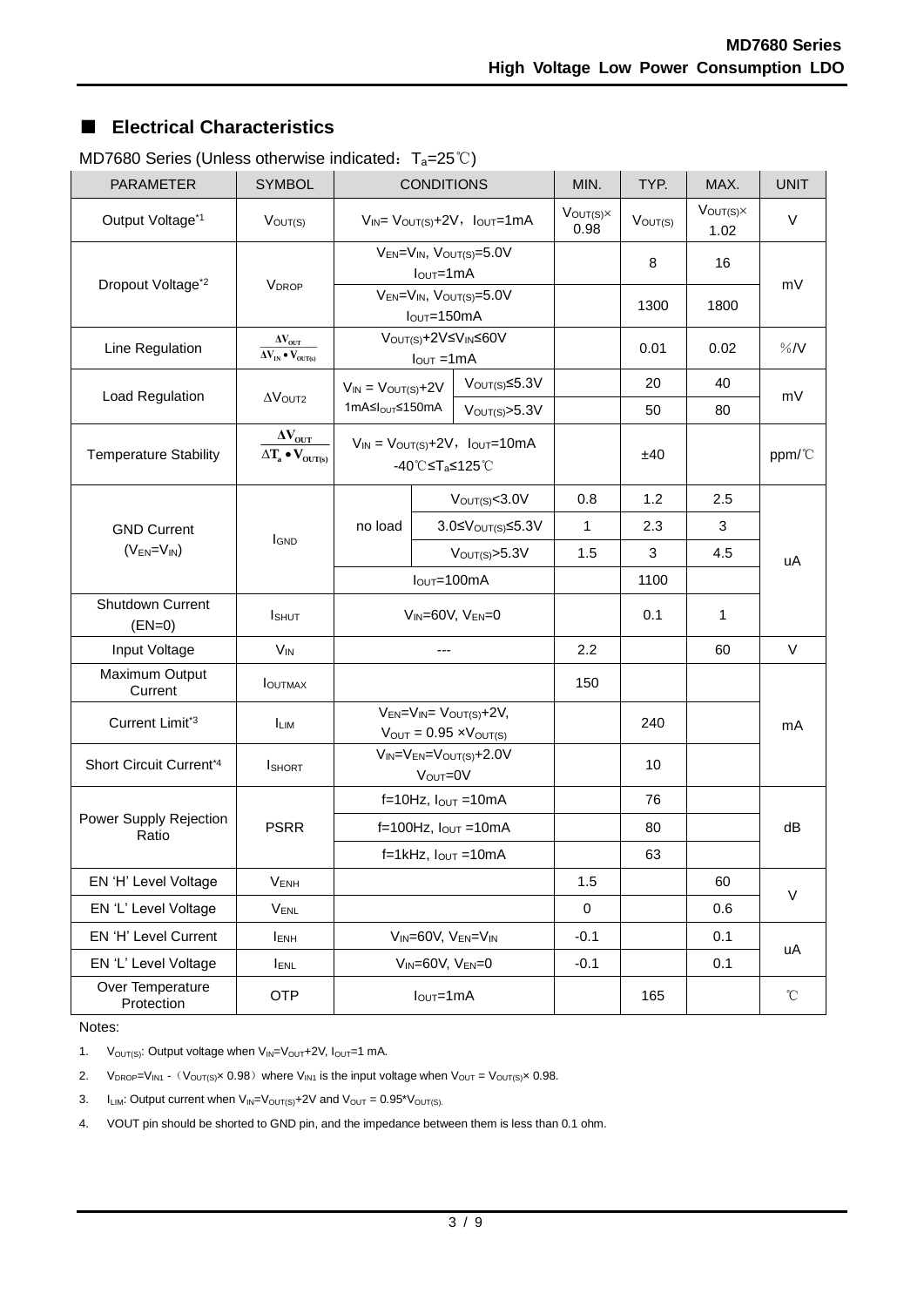## ■ Electrical Characteristics

MD7680 Series (Unless otherwise indicated：$T_a$=25℃)

| PARAMETER | SYMBOL | CONDITIONS | | MIN. | TYP. | MAX. | UNIT |
|---|---|---|---|---|---|---|---|
| Output Voltage[*1] | $V_{OUT(S)}$ | $V_{IN}$= $V_{OUT(S)}$+2V，$I_{OUT}$=1mA | | $V_{OUT(S)}$× 0.98 | $V_{OUT(S)}$ | $V_{OUT(S)}$× 1.02 | V |
| Dropout Voltage[*2] | $V_{DROP}$ | $V_{EN}$=$V_{IN}$, $V_{OUT(S)}$=5.0V $I_{OUT}$=1mA | | | 8 | 16 | mV |
| | | $V_{EN}$=$V_{IN}$, $V_{OUT(S)}$=5.0V $I_{OUT}$=150mA | | | 1300 | 1800 | |
| Line Regulation | $\frac{\Delta V_{OUT}}{\Delta V_{IN} \bullet V_{OUT(S)}}$ | $V_{OUT(S)}$+2V≤$V_{IN}$≤60V $I_{OUT}$ =1mA | | | 0.01 | 0.02 | %/V |
| Load Regulation | $\Delta V_{OUT2}$ | $V_{IN}$ = $V_{OUT(S)}$+2V 1mA≤$I_{OUT}$≤150mA | $V_{OUT(S)}$≤5.3V | | 20 | 40 | mV |
| | | | $V_{OUT(S)}$>5.3V | | 50 | 80 | |
| Temperature Stability | $\frac{\Delta V_{OUT}}{\Delta T_a \bullet V_{OUT(S)}}$ | $V_{IN}$ = $V_{OUT(S)}$+2V，$I_{OUT}$=10mA -40℃≤$T_a$≤125℃ | | | ±40 | | ppm/℃ |
| GND Current ($V_{EN}$=$V_{IN}$) | $I_{GND}$ | no load | $V_{OUT(S)}$<3.0V | 0.8 | 1.2 | 2.5 | uA |
| | | | 3.0≤$V_{OUT(S)}$≤5.3V | 1 | 2.3 | 3 | |
| | | | $V_{OUT(S)}$>5.3V | 1.5 | 3 | 4.5 | |
| | | $I_{OUT}$=100mA | | | 1100 | | |
| Shutdown Current (EN=0) | $I_{SHUT}$ | $V_{IN}$=60V, $V_{EN}$=0 | | | 0.1 | 1 | |
| Input Voltage | $V_{IN}$ | --- | | 2.2 | | 60 | V |
| Maximum Output Current | $I_{OUTMAX}$ | | | 150 | | | mA |
| Current Limit[*3] | $I_{LIM}$ | $V_{EN}$=$V_{IN}$= $V_{OUT(S)}$+2V, $V_{OUT}$ = 0.95 ×$V_{OUT(S)}$ | | | 240 | | |
| Short Circuit Current[*4] | $I_{SHORT}$ | $V_{IN}$=$V_{EN}$=$V_{OUT(S)}$+2.0V $V_{OUT}$=0V | | | 10 | | |
| Power Supply Rejection Ratio | PSRR | f=10Hz, $I_{OUT}$ =10mA | | | 76 | | dB |
| | | f=100Hz, $I_{OUT}$ =10mA | | | 80 | | |
| | | f=1kHz, $I_{OUT}$ =10mA | | | 63 | | |
| EN 'H' Level Voltage | $V_{ENH}$ | | | 1.5 | | 60 | V |
| EN 'L' Level Voltage | $V_{ENL}$ | | | 0 | | 0.6 | |
| EN 'H' Level Current | $I_{ENH}$ | $V_{IN}$=60V, $V_{EN}$=$V_{IN}$ | | -0.1 | | 0.1 | uA |
| EN 'L' Level Voltage | $I_{ENL}$ | $V_{IN}$=60V, $V_{EN}$=0 | | -0.1 | | 0.1 | |
| Over Temperature Protection | OTP | $I_{OUT}$=1mA | | | 165 | | ℃ |

Notes:

1. $V_{OUT(S)}$: Output voltage when $V_{IN}$=$V_{OUT}$+2V, $I_{OUT}$=1 mA.
2. $V_{DROP}$=$V_{IN1}$ -（$V_{OUT(S)}$× 0.98）where $V_{IN1}$ is the input voltage when $V_{OUT}$ = $V_{OUT(S)}$× 0.98.
3. $I_{LIM}$: Output current when $V_{IN}$=$V_{OUT(S)}$+2V and $V_{OUT}$ = 0.95*$V_{OUT(S)}$.
4. VOUT pin should be shorted to GND pin, and the impedance between them is less than 0.1 ohm.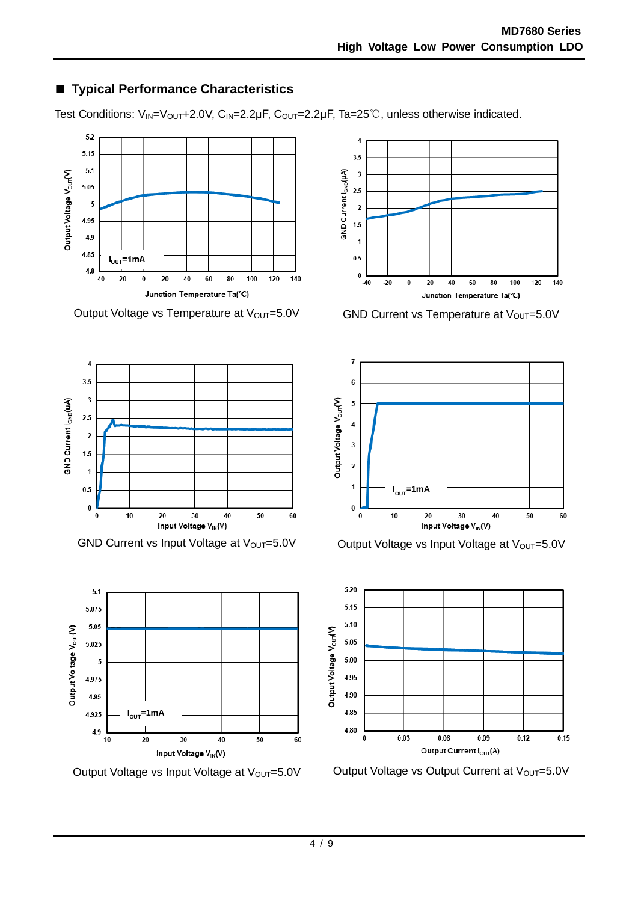## ■ Typical Performance Characteristics

Test Conditions: $V_{IN}=V_{OUT}+2.0V$, $C_{IN}=2.2\mu F$, $C_{OUT}=2.2\mu F$, Ta=25℃, unless otherwise indicated.

Output Voltage vs Temperature at $V_{OUT}=5.0V$

GND Current vs Temperature at $V_{OUT}=5.0V$

GND Current vs Input Voltage at $V_{OUT}=5.0V$

Output Voltage vs Input Voltage at $V_{OUT}=5.0V$

Output Voltage vs Input Voltage at $V_{OUT}=5.0V$

Output Voltage vs Output Current at $V_{OUT}=5.0V$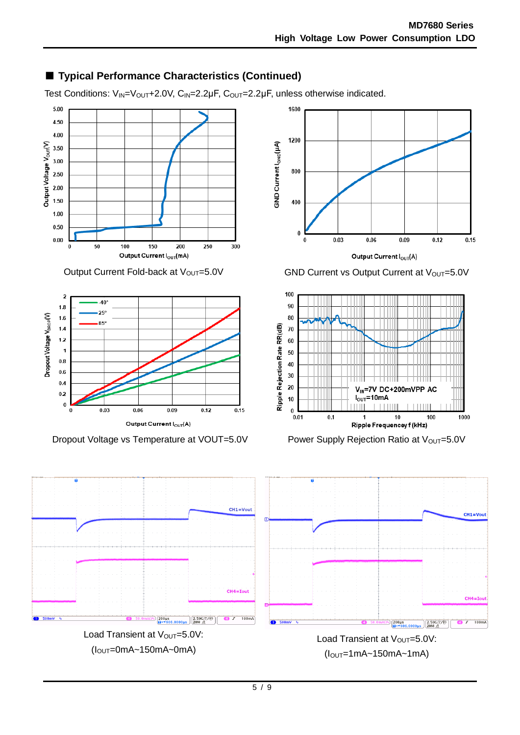## ■ Typical Performance Characteristics (Continued)

Test Conditions: $V_{IN}$=$V_{OUT}$+2.0V, $C_{IN}$=2.2μF, $C_{OUT}$=2.2μF, unless otherwise indicated.

Output Current Fold-back at $V_{OUT}$=5.0V

GND Current vs Output Current at $V_{OUT}$=5.0V

Dropout Voltage vs Temperature at VOUT=5.0V

Power Supply Rejection Ratio at $V_{OUT}$=5.0V

Load Transient at $V_{OUT}$=5.0V: ($I_{OUT}$=0mA~150mA~0mA)

Load Transient at $V_{OUT}$=5.0V: ($I_{OUT}$=1mA~150mA~1mA)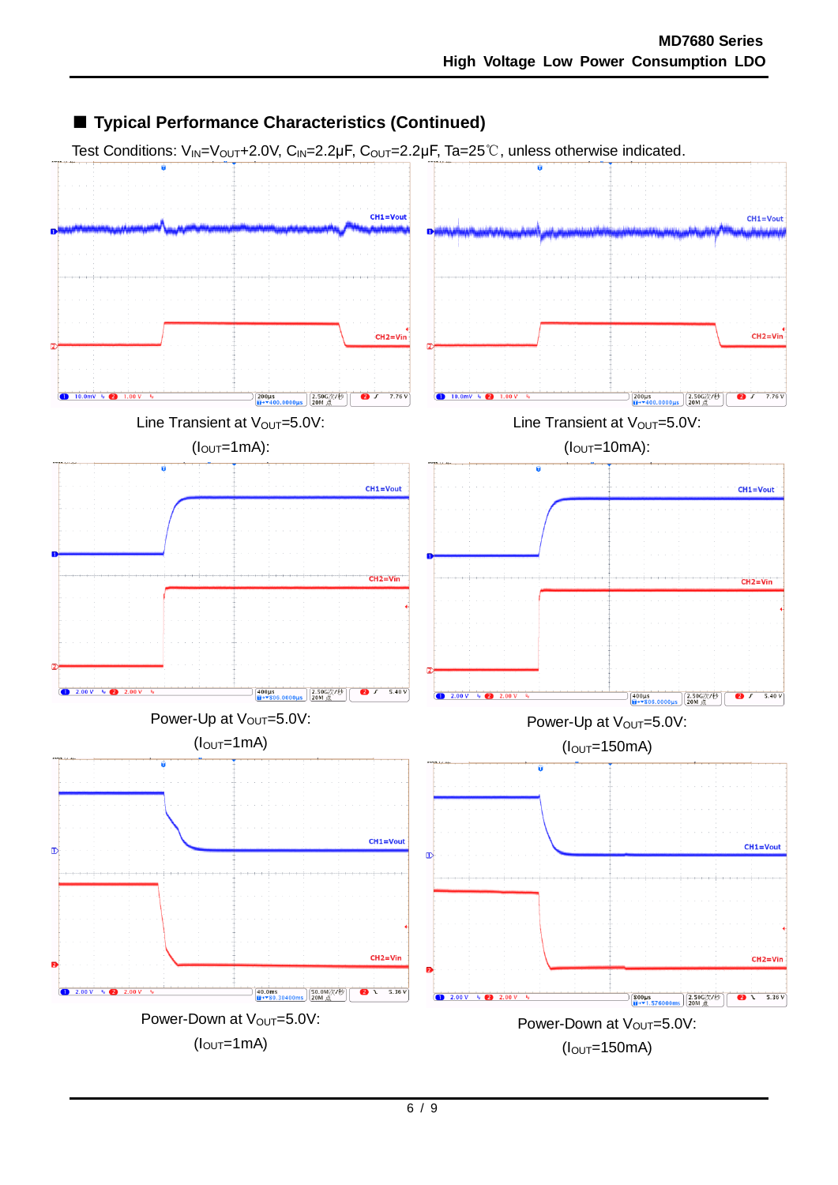## ■ Typical Performance Characteristics (Continued)

Test Conditions: $V_{IN}=V_{OUT}+2.0V$, $C_{IN}=2.2\mu F$, $C_{OUT}=2.2\mu F$, Ta=25℃, unless otherwise indicated.

Line Transient at $V_{OUT}=5.0V$: ($I_{OUT}=1mA$):

Line Transient at $V_{OUT}=5.0V$: ($I_{OUT}=10mA$):

Power-Up at $V_{OUT}=5.0V$: ($I_{OUT}=1mA$)

Power-Up at $V_{OUT}=5.0V$: ($I_{OUT}=150mA$)

Power-Down at $V_{OUT}=5.0V$: ($I_{OUT}=1mA$)

Power-Down at $V_{OUT}=5.0V$: ($I_{OUT}=150mA$)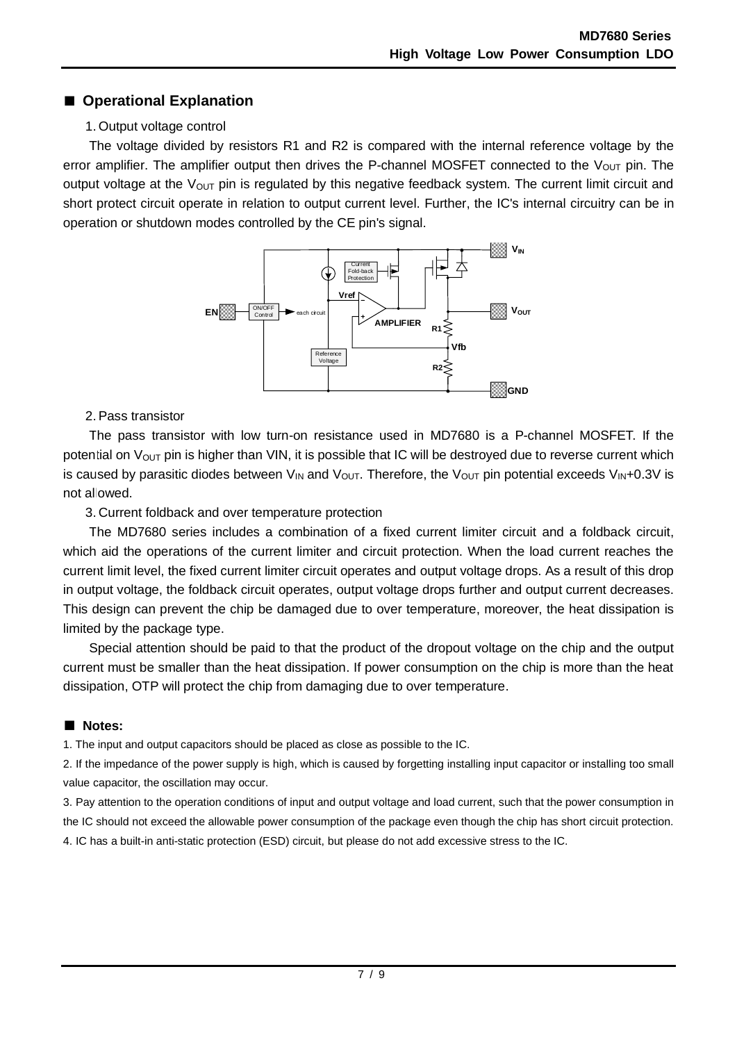## ■ Operational Explanation

1. Output voltage control

The voltage divided by resistors R1 and R2 is compared with the internal reference voltage by the error amplifier. The amplifier output then drives the P-channel MOSFET connected to the $V_{OUT}$ pin. The output voltage at the $V_{OUT}$ pin is regulated by this negative feedback system. The current limit circuit and short protect circuit operate in relation to output current level. Further, the IC's internal circuitry can be in operation or shutdown modes controlled by the CE pin's signal.

2. Pass transistor

The pass transistor with low turn-on resistance used in MD7680 is a P-channel MOSFET. If the potential on $V_{OUT}$ pin is higher than VIN, it is possible that IC will be destroyed due to reverse current which is caused by parasitic diodes between $V_{IN}$ and $V_{OUT}$. Therefore, the $V_{OUT}$ pin potential exceeds $V_{IN}$+0.3V is not allowed.

3. Current foldback and over temperature protection

The MD7680 series includes a combination of a fixed current limiter circuit and a foldback circuit, which aid the operations of the current limiter and circuit protection. When the load current reaches the current limit level, the fixed current limiter circuit operates and output voltage drops. As a result of this drop in output voltage, the foldback circuit operates, output voltage drops further and output current decreases. This design can prevent the chip be damaged due to over temperature, moreover, the heat dissipation is limited by the package type.

Special attention should be paid to that the product of the dropout voltage on the chip and the output current must be smaller than the heat dissipation. If power consumption on the chip is more than the heat dissipation, OTP will protect the chip from damaging due to over temperature.

## ■ Notes:

1. The input and output capacitors should be placed as close as possible to the IC.
2. If the impedance of the power supply is high, which is caused by forgetting installing input capacitor or installing too small value capacitor, the oscillation may occur.
3. Pay attention to the operation conditions of input and output voltage and load current, such that the power consumption in the IC should not exceed the allowable power consumption of the package even though the chip has short circuit protection.
4. IC has a built-in anti-static protection (ESD) circuit, but please do not add excessive stress to the IC.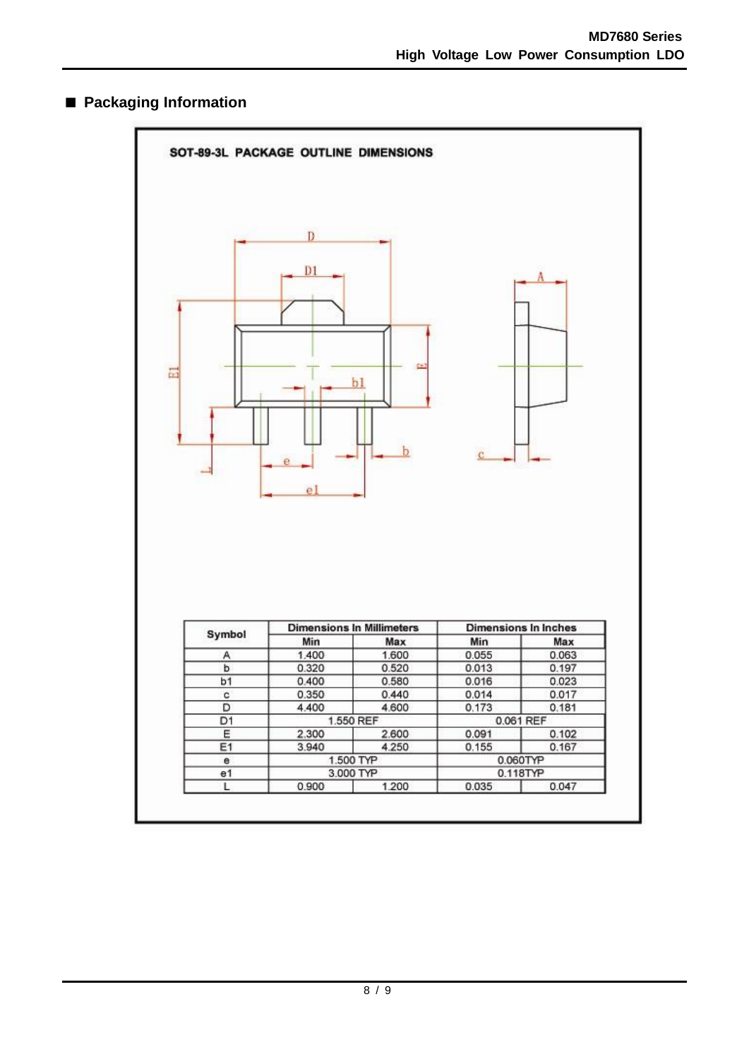## ■ Packaging Information

SOT-89-3L PACKAGE OUTLINE DIMENSIONS

| Symbol | Dimensions In Millimeters | | Dimensions In Inches | |
|---|---|---|---|---|
| | Min | Max | Min | Max |
| A | 1.400 | 1.600 | 0.055 | 0.063 |
| b | 0.320 | 0.520 | 0.013 | 0.197 |
| b1 | 0.400 | 0.580 | 0.016 | 0.023 |
| c | 0.350 | 0.440 | 0.014 | 0.017 |
| D | 4.400 | 4.600 | 0.173 | 0.181 |
| D1 | 1.550 REF | | 0.061 REF | |
| E | 2.300 | 2.600 | 0.091 | 0.102 |
| E1 | 3.940 | 4.250 | 0.155 | 0.167 |
| e | 1.500 TYP | | 0.060TYP | |
| e1 | 3.000 TYP | | 0.118TYP | |
| L | 0.900 | 1.200 | 0.035 | 0.047 |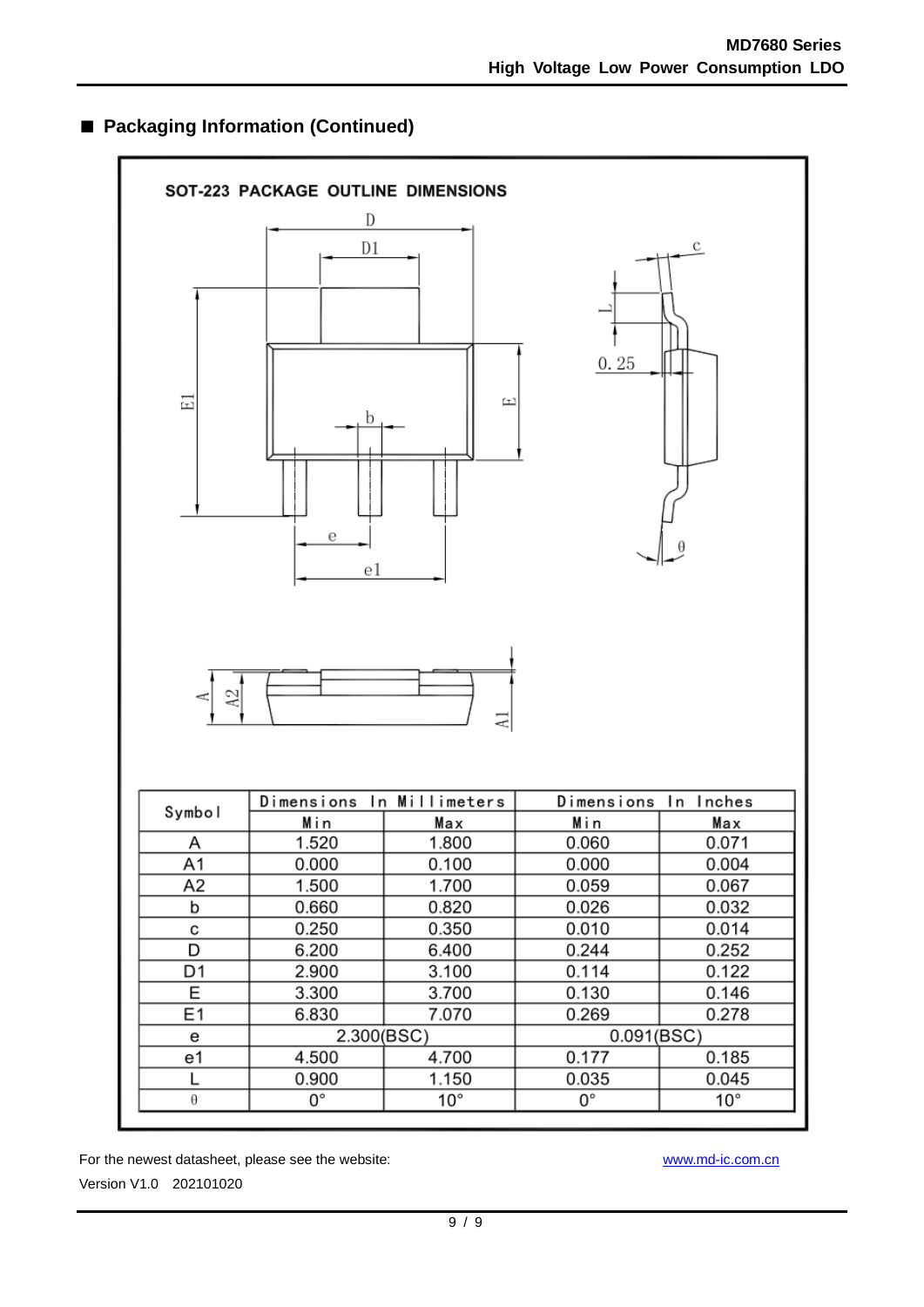## ■ Packaging Information (Continued)

SOT-223 PACKAGE OUTLINE DIMENSIONS

| Symbol | Dimensions In Millimeters | | Dimensions In Inches | |
|---|---|---|---|---|
| | Min | Max | Min | Max |
| A | 1.520 | 1.800 | 0.060 | 0.071 |
| A1 | 0.000 | 0.100 | 0.000 | 0.004 |
| A2 | 1.500 | 1.700 | 0.059 | 0.067 |
| b | 0.660 | 0.820 | 0.026 | 0.032 |
| c | 0.250 | 0.350 | 0.010 | 0.014 |
| D | 6.200 | 6.400 | 0.244 | 0.252 |
| D1 | 2.900 | 3.100 | 0.114 | 0.122 |
| E | 3.300 | 3.700 | 0.130 | 0.146 |
| E1 | 6.830 | 7.070 | 0.269 | 0.278 |
| e | 2.300(BSC) | | 0.091(BSC) | |
| e1 | 4.500 | 4.700 | 0.177 | 0.185 |
| L | 0.900 | 1.150 | 0.035 | 0.045 |
| θ | 0° | 10° | 0° | 10° |

For the newest datasheet, please see the website: www.md-ic.com.cn

Version V1.0 202101020